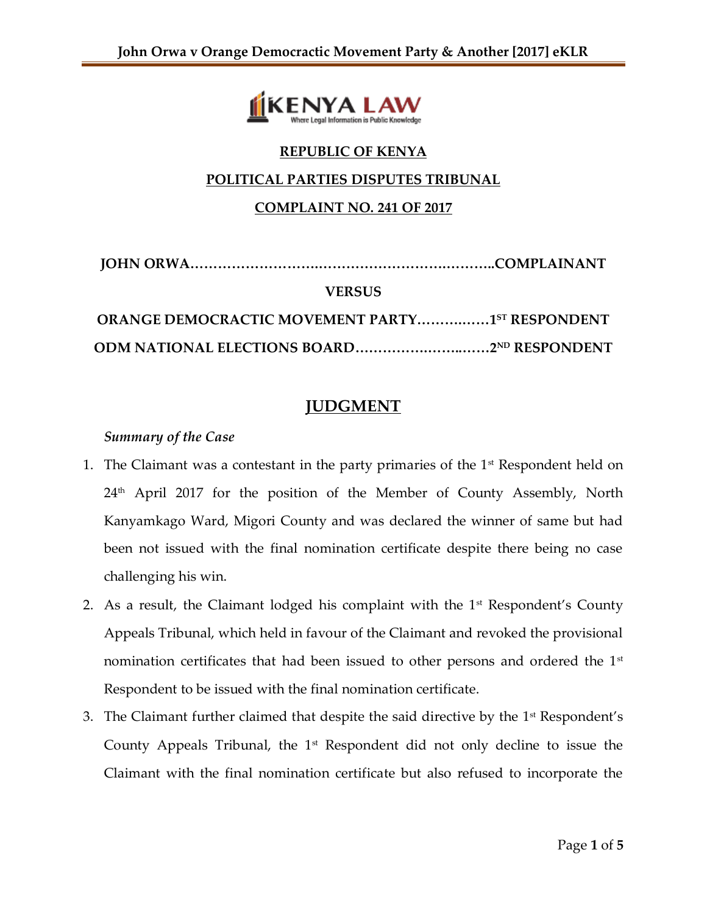**REPUBLIC OF KENYA**

**POLITICAL PARTIES DISPUTES TRIBUNAL**

**COMPLAINT NO. 241 OF 2017**

**JOHN ORWA……………………….………………………….………..COMPLAINANT**

**VERSUS**

**ORANGE DEMOCRACTIC MOVEMENT PARTY…………..……1ST RESPONDENT**

**ODM NATIONAL ELECTIONS BOARD……………….……..……2ND RESPONDENT**

# JUDGMENT

*Summary of the Case*

1. The Claimant was a contestant in the party primaries of the 1st Respondent held on 24th April 2017 for the position of the Member of County Assembly, North Kanyamkago Ward, Migori County and was declared the winner of same but had been not issued with the final nomination certificate despite there being no case challenging his win.
2. As a result, the Claimant lodged his complaint with the 1st Respondent's County Appeals Tribunal, which held in favour of the Claimant and revoked the provisional nomination certificates that had been issued to other persons and ordered the 1st Respondent to be issued with the final nomination certificate.
3. The Claimant further claimed that despite the said directive by the 1st Respondent's County Appeals Tribunal, the 1st Respondent did not only decline to issue the Claimant with the final nomination certificate but also refused to incorporate the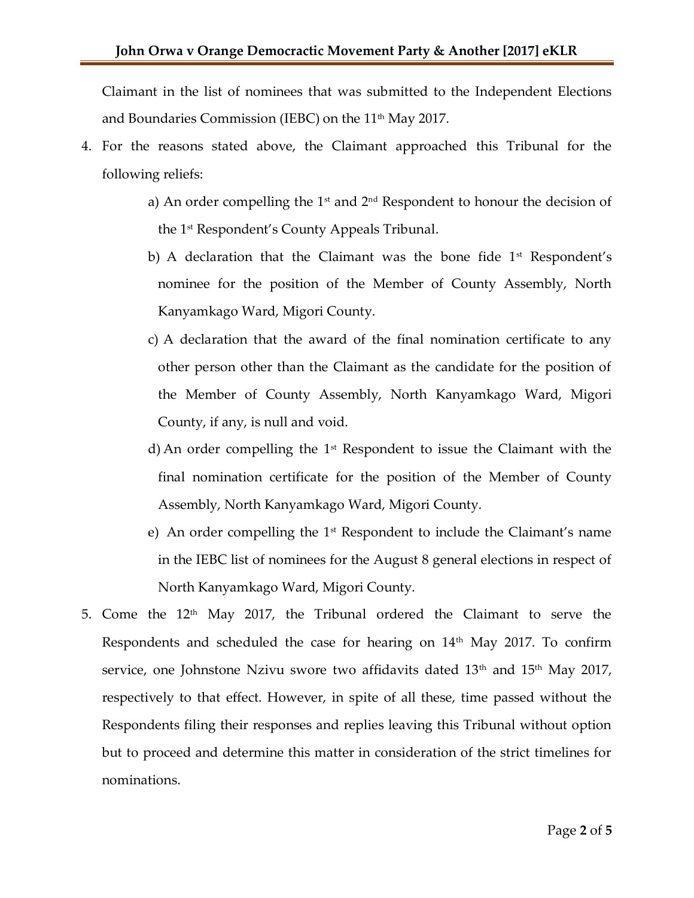Claimant in the list of nominees that was submitted to the Independent Elections and Boundaries Commission (IEBC) on the 11th May 2017.

4. For the reasons stated above, the Claimant approached this Tribunal for the following reliefs:

   a) An order compelling the 1st and 2nd Respondent to honour the decision of the 1st Respondent's County Appeals Tribunal.

   b) A declaration that the Claimant was the bone fide 1st Respondent's nominee for the position of the Member of County Assembly, North Kanyamkago Ward, Migori County.

   c) A declaration that the award of the final nomination certificate to any other person other than the Claimant as the candidate for the position of the Member of County Assembly, North Kanyamkago Ward, Migori County, if any, is null and void.

   d) An order compelling the 1st Respondent to issue the Claimant with the final nomination certificate for the position of the Member of County Assembly, North Kanyamkago Ward, Migori County.

   e) An order compelling the 1st Respondent to include the Claimant's name in the IEBC list of nominees for the August 8 general elections in respect of North Kanyamkago Ward, Migori County.

5. Come the 12th May 2017, the Tribunal ordered the Claimant to serve the Respondents and scheduled the case for hearing on 14th May 2017. To confirm service, one Johnstone Nzivu swore two affidavits dated 13th and 15th May 2017, respectively to that effect. However, in spite of all these, time passed without the Respondents filing their responses and replies leaving this Tribunal without option but to proceed and determine this matter in consideration of the strict timelines for nominations.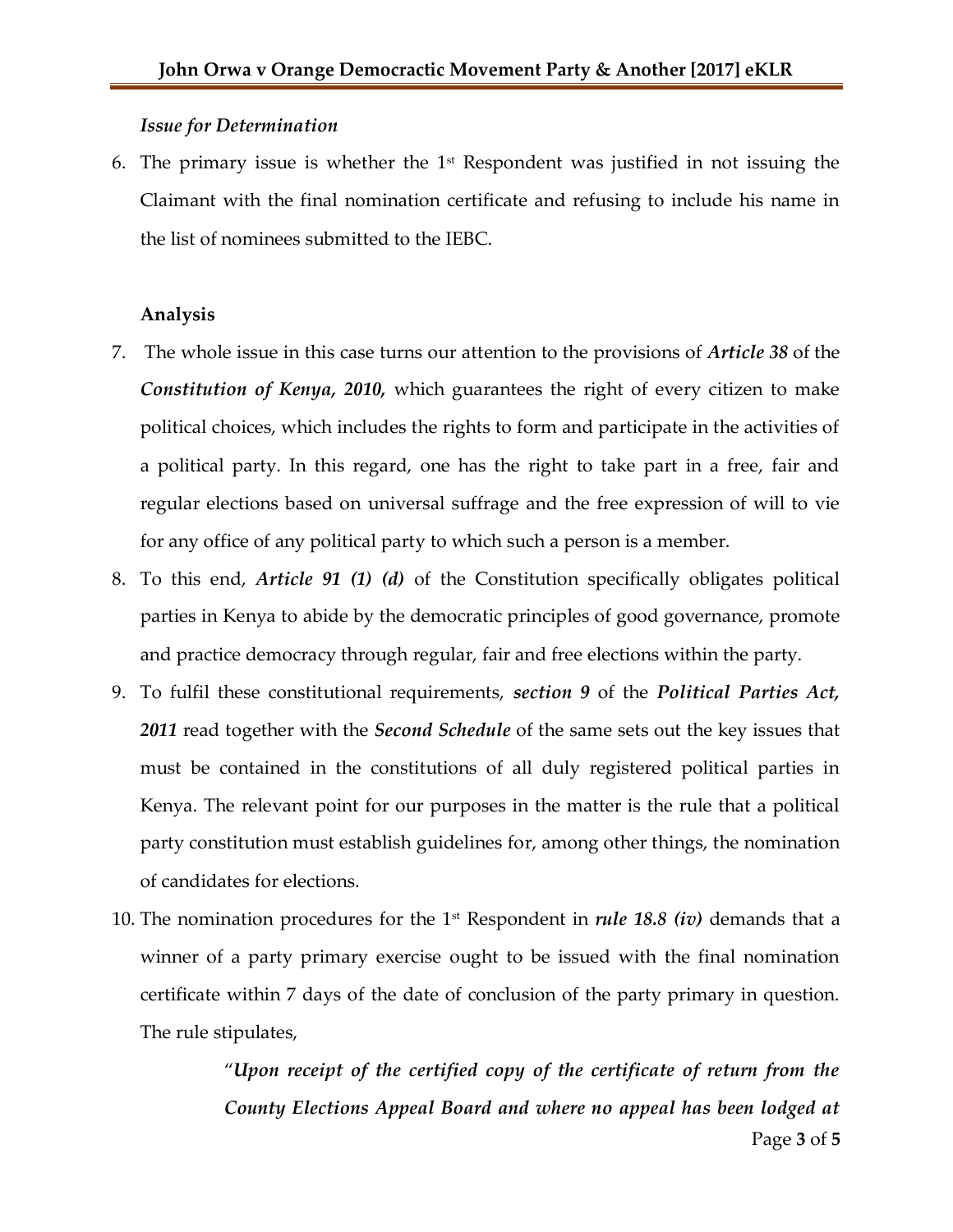***Issue for Determination***

6. The primary issue is whether the 1st Respondent was justified in not issuing the Claimant with the final nomination certificate and refusing to include his name in the list of nominees submitted to the IEBC.

**Analysis**

7. The whole issue in this case turns our attention to the provisions of ***Article 38*** of the ***Constitution of Kenya, 2010,*** which guarantees the right of every citizen to make political choices, which includes the rights to form and participate in the activities of a political party. In this regard, one has the right to take part in a free, fair and regular elections based on universal suffrage and the free expression of will to vie for any office of any political party to which such a person is a member.
8. To this end, ***Article 91 (1) (d)*** of the Constitution specifically obligates political parties in Kenya to abide by the democratic principles of good governance, promote and practice democracy through regular, fair and free elections within the party.
9. To fulfil these constitutional requirements, ***section 9*** of the ***Political Parties Act, 2011*** read together with the ***Second Schedule*** of the same sets out the key issues that must be contained in the constitutions of all duly registered political parties in Kenya. The relevant point for our purposes in the matter is the rule that a political party constitution must establish guidelines for, among other things, the nomination of candidates for elections.
10. The nomination procedures for the 1st Respondent in ***rule 18.8 (iv)*** demands that a winner of a party primary exercise ought to be issued with the final nomination certificate within 7 days of the date of conclusion of the party primary in question. The rule stipulates,

> "***Upon receipt of the certified copy of the certificate of return from the County Elections Appeal Board and where no appeal has been lodged at***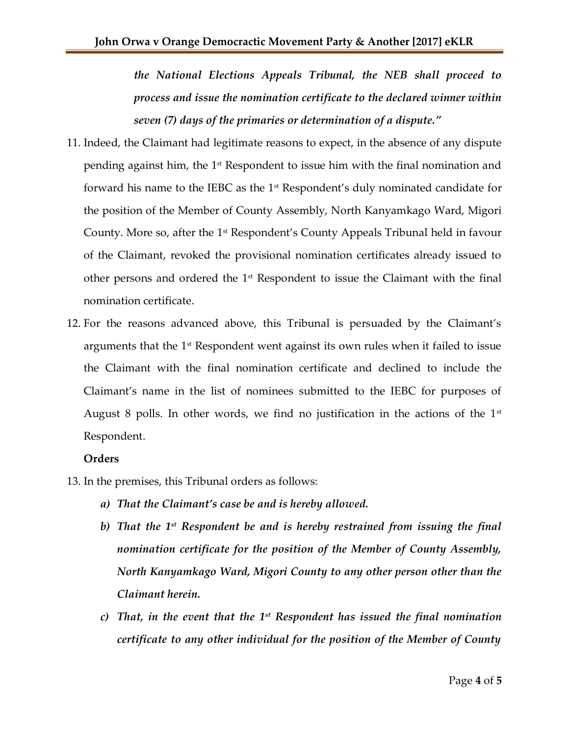*the National Elections Appeals Tribunal, the NEB shall proceed to process and issue the nomination certificate to the declared winner within seven (7) days of the primaries or determination of a dispute."*

11. Indeed, the Claimant had legitimate reasons to expect, in the absence of any dispute pending against him, the 1st Respondent to issue him with the final nomination and forward his name to the IEBC as the 1st Respondent's duly nominated candidate for the position of the Member of County Assembly, North Kanyamkago Ward, Migori County. More so, after the 1st Respondent's County Appeals Tribunal held in favour of the Claimant, revoked the provisional nomination certificates already issued to other persons and ordered the 1st Respondent to issue the Claimant with the final nomination certificate.

12. For the reasons advanced above, this Tribunal is persuaded by the Claimant's arguments that the 1st Respondent went against its own rules when it failed to issue the Claimant with the final nomination certificate and declined to include the Claimant's name in the list of nominees submitted to the IEBC for purposes of August 8 polls. In other words, we find no justification in the actions of the 1st Respondent.

**Orders**

13. In the premises, this Tribunal orders as follows:

    *a) That the Claimant's case be and is hereby allowed.*

    *b) That the 1st Respondent be and is hereby restrained from issuing the final nomination certificate for the position of the Member of County Assembly, North Kanyamkago Ward, Migori County to any other person other than the Claimant herein.*

    *c) That, in the event that the 1st Respondent has issued the final nomination certificate to any other individual for the position of the Member of County*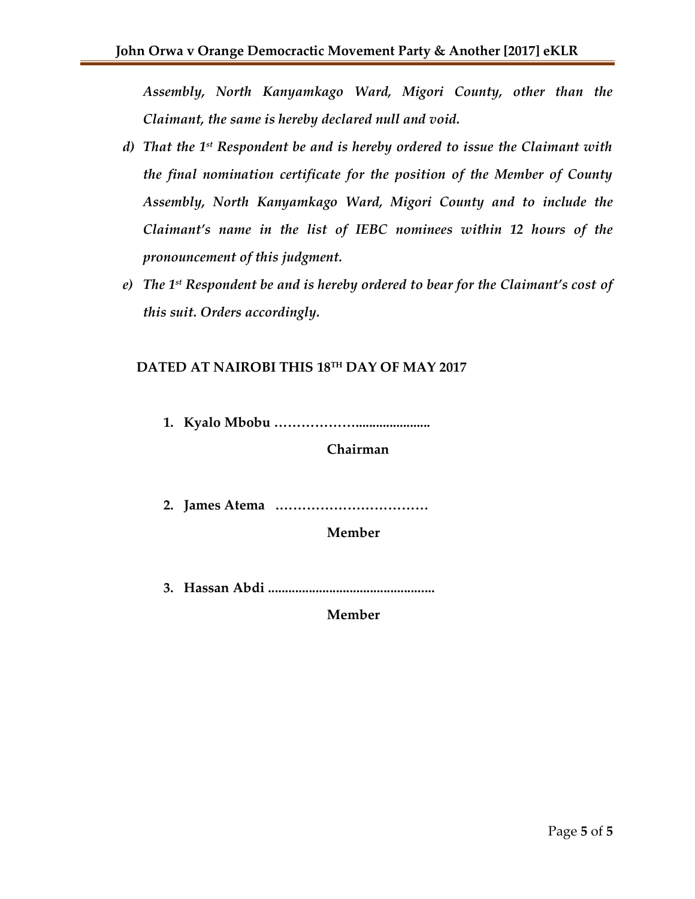*Assembly, North Kanyamkago Ward, Migori County, other than the Claimant, the same is hereby declared null and void.*

*d) That the 1st Respondent be and is hereby ordered to issue the Claimant with the final nomination certificate for the position of the Member of County Assembly, North Kanyamkago Ward, Migori County and to include the Claimant's name in the list of IEBC nominees within 12 hours of the pronouncement of this judgment.*

*e) The 1st Respondent be and is hereby ordered to bear for the Claimant's cost of this suit. Orders accordingly.*

**DATED AT NAIROBI THIS 18TH DAY OF MAY 2017**

1. **Kyalo Mbobu ……………….....................**

   **Chairman**

2. **James Atema ……………………………**

   **Member**

3. **Hassan Abdi ................................................**

   **Member**